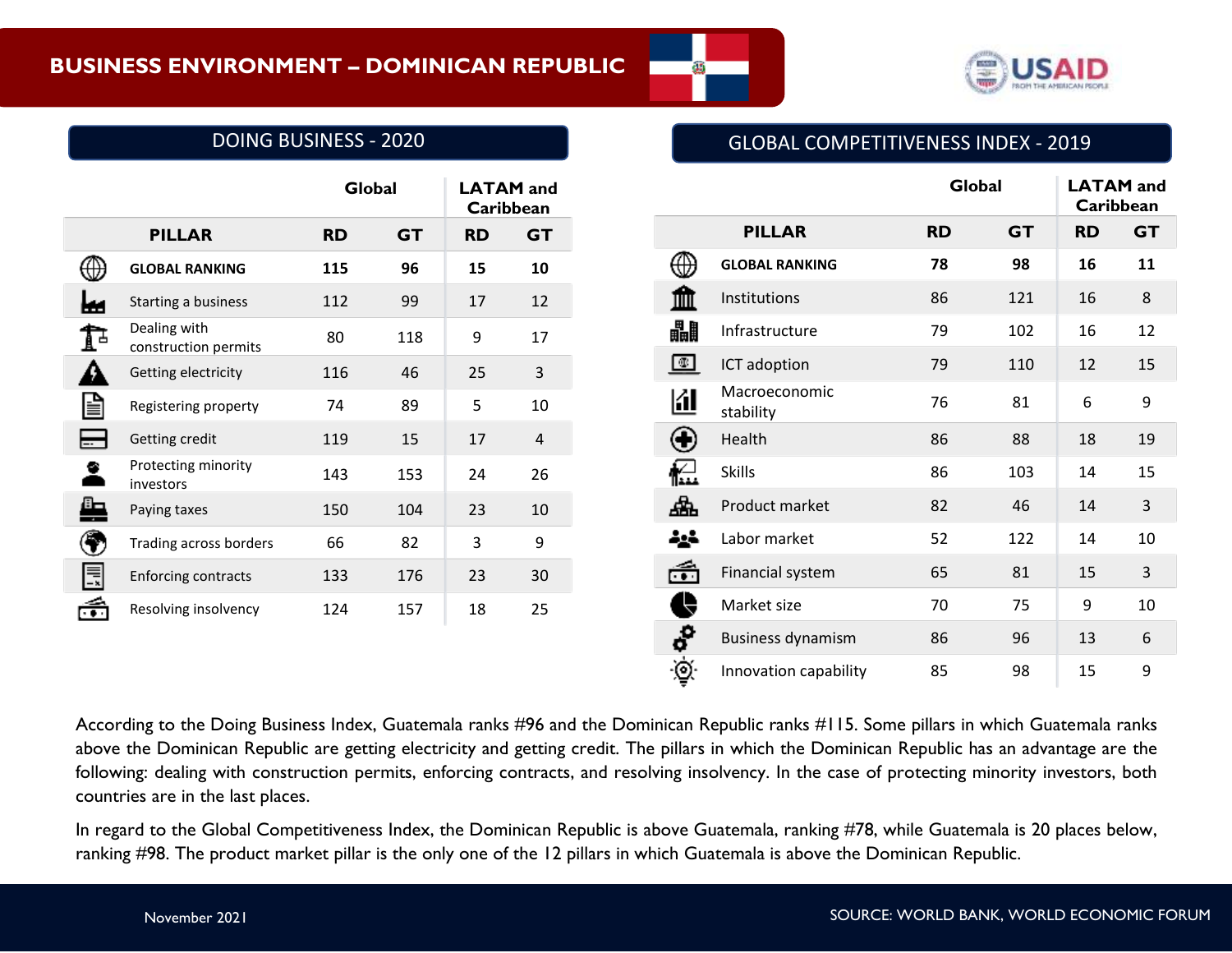# BUSINESS ENVIRONMENT – DOMINICAN REPUBLIC

## DOING BUSINESS - 2020

| PILLAR | Global RD | Global GT | LATAM and Caribbean RD | LATAM and Caribbean GT |
|---|---|---|---|---|
| **GLOBAL RANKING** | **115** | **96** | **15** | **10** |
| Starting a business | 112 | 99 | 17 | 12 |
| Dealing with construction permits | 80 | 118 | 9 | 17 |
| Getting electricity | 116 | 46 | 25 | 3 |
| Registering property | 74 | 89 | 5 | 10 |
| Getting credit | 119 | 15 | 17 | 4 |
| Protecting minority investors | 143 | 153 | 24 | 26 |
| Paying taxes | 150 | 104 | 23 | 10 |
| Trading across borders | 66 | 82 | 3 | 9 |
| Enforcing contracts | 133 | 176 | 23 | 30 |
| Resolving insolvency | 124 | 157 | 18 | 25 |

## GLOBAL COMPETITIVENESS INDEX - 2019

| PILLAR | Global RD | Global GT | LATAM and Caribbean RD | LATAM and Caribbean GT |
|---|---|---|---|---|
| **GLOBAL RANKING** | **78** | **98** | **16** | **11** |
| Institutions | 86 | 121 | 16 | 8 |
| Infrastructure | 79 | 102 | 16 | 12 |
| ICT adoption | 79 | 110 | 12 | 15 |
| Macroeconomic stability | 76 | 81 | 6 | 9 |
| Health | 86 | 88 | 18 | 19 |
| Skills | 86 | 103 | 14 | 15 |
| Product market | 82 | 46 | 14 | 3 |
| Labor market | 52 | 122 | 14 | 10 |
| Financial system | 65 | 81 | 15 | 3 |
| Market size | 70 | 75 | 9 | 10 |
| Business dynamism | 86 | 96 | 13 | 6 |
| Innovation capability | 85 | 98 | 15 | 9 |

According to the Doing Business Index, Guatemala ranks #96 and the Dominican Republic ranks #115. Some pillars in which Guatemala ranks above the Dominican Republic are getting electricity and getting credit. The pillars in which the Dominican Republic has an advantage are the following: dealing with construction permits, enforcing contracts, and resolving insolvency. In the case of protecting minority investors, both countries are in the last places.

In regard to the Global Competitiveness Index, the Dominican Republic is above Guatemala, ranking #78, while Guatemala is 20 places below, ranking #98. The product market pillar is the only one of the 12 pillars in which Guatemala is above the Dominican Republic.

November 2021

SOURCE: WORLD BANK, WORLD ECONOMIC FORUM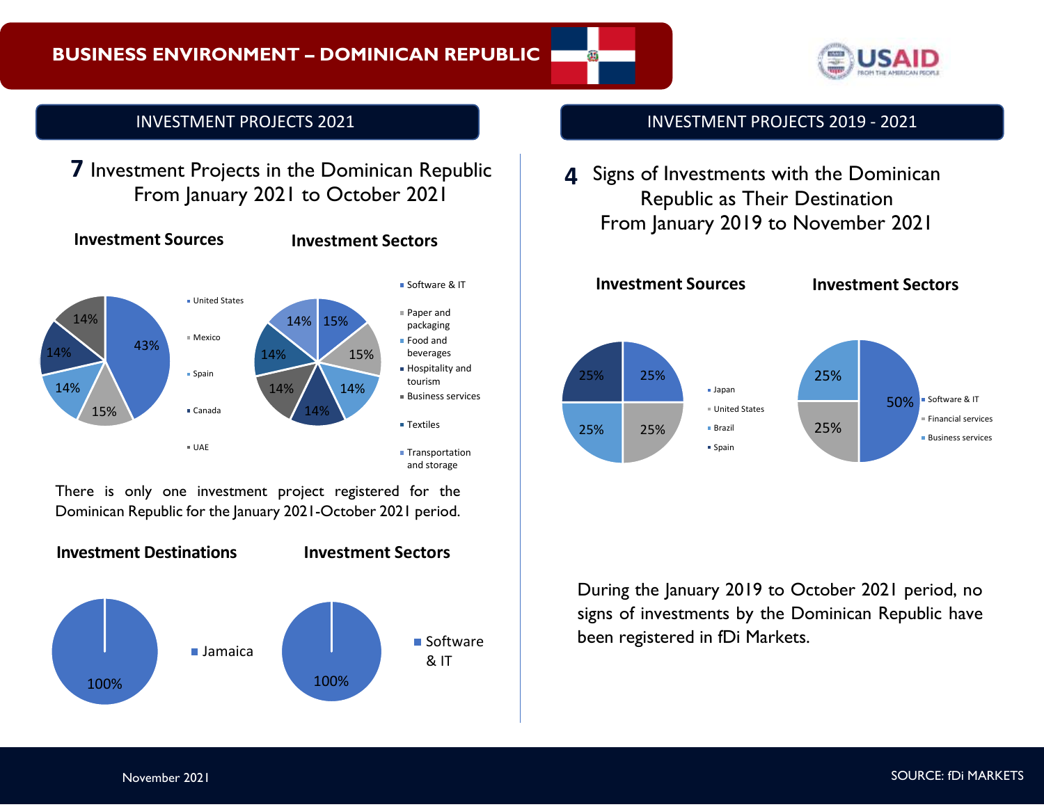# BUSINESS ENVIRONMENT – DOMINICAN REPUBLIC

## INVESTMENT PROJECTS 2021

**7** Investment Projects in the Dominican Republic From January 2021 to October 2021

**Investment Sources**

| Source | Share |
| --- | --- |
| United States | 43% |
| Mexico | 15% |
| Spain | 14% |
| Canada | 14% |
| UAE | 14% |

**Investment Sectors**

| Sector | Share |
| --- | --- |
| Software & IT | 15% |
| Paper and packaging | 15% |
| Food and beverages | 14% |
| Hospitality and tourism | 14% |
| Business services | 14% |
| Textiles | 14% |
| Transportation and storage | 14% |

There is only one investment project registered for the Dominican Republic for the January 2021-October 2021 period.

**Investment Destinations**

| Destination | Share |
| --- | --- |
| Jamaica | 100% |

**Investment Sectors**

| Sector | Share |
| --- | --- |
| Software & IT | 100% |

## INVESTMENT PROJECTS 2019 - 2021

**4** Signs of Investments with the Dominican Republic as Their Destination From January 2019 to November 2021

**Investment Sources**

| Source | Share |
| --- | --- |
| Japan | 25% |
| United States | 25% |
| Brazil | 25% |
| Spain | 25% |

**Investment Sectors**

| Sector | Share |
| --- | --- |
| Software & IT | 50% |
| Financial services | 25% |
| Business services | 25% |

During the January 2019 to October 2021 period, no signs of investments by the Dominican Republic have been registered in fDi Markets.

November 2021

SOURCE: fDi MARKETS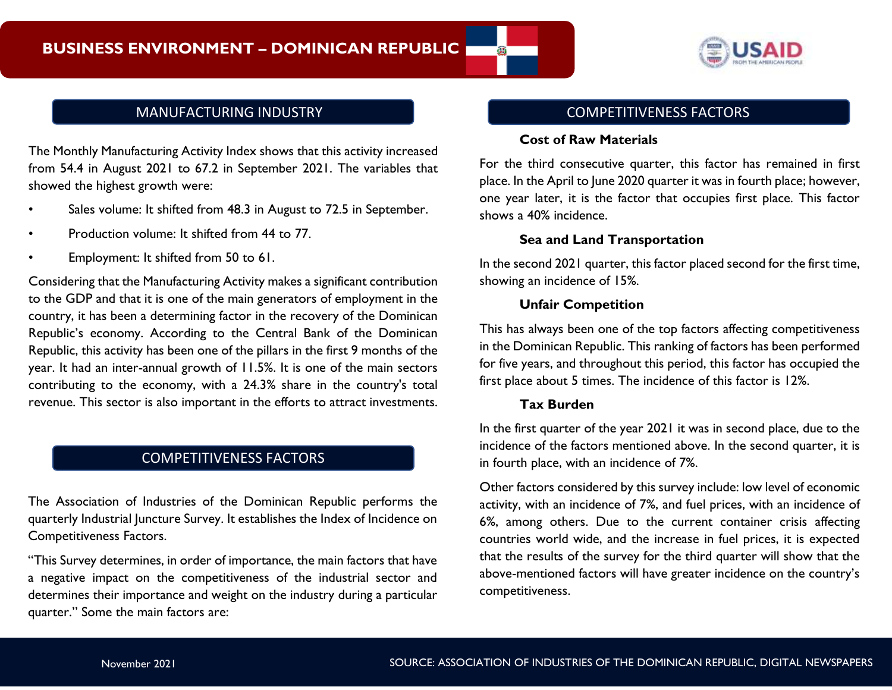# BUSINESS ENVIRONMENT – DOMINICAN REPUBLIC

## MANUFACTURING INDUSTRY

The Monthly Manufacturing Activity Index shows that this activity increased from 54.4 in August 2021 to 67.2 in September 2021. The variables that showed the highest growth were:

- Sales volume: It shifted from 48.3 in August to 72.5 in September.
- Production volume: It shifted from 44 to 77.
- Employment: It shifted from 50 to 61.

Considering that the Manufacturing Activity makes a significant contribution to the GDP and that it is one of the main generators of employment in the country, it has been a determining factor in the recovery of the Dominican Republic's economy. According to the Central Bank of the Dominican Republic, this activity has been one of the pillars in the first 9 months of the year. It had an inter-annual growth of 11.5%. It is one of the main sectors contributing to the economy, with a 24.3% share in the country's total revenue. This sector is also important in the efforts to attract investments.

## COMPETITIVENESS FACTORS

The Association of Industries of the Dominican Republic performs the quarterly Industrial Juncture Survey. It establishes the Index of Incidence on Competitiveness Factors.

"This Survey determines, in order of importance, the main factors that have a negative impact on the competitiveness of the industrial sector and determines their importance and weight on the industry during a particular quarter." Some the main factors are:

## COMPETITIVENESS FACTORS

**Cost of Raw Materials**

For the third consecutive quarter, this factor has remained in first place. In the April to June 2020 quarter it was in fourth place; however, one year later, it is the factor that occupies first place. This factor shows a 40% incidence.

**Sea and Land Transportation**

In the second 2021 quarter, this factor placed second for the first time, showing an incidence of 15%.

**Unfair Competition**

This has always been one of the top factors affecting competitiveness in the Dominican Republic. This ranking of factors has been performed for five years, and throughout this period, this factor has occupied the first place about 5 times. The incidence of this factor is 12%.

**Tax Burden**

In the first quarter of the year 2021 it was in second place, due to the incidence of the factors mentioned above. In the second quarter, it is in fourth place, with an incidence of 7%.

Other factors considered by this survey include: low level of economic activity, with an incidence of 7%, and fuel prices, with an incidence of 6%, among others. Due to the current container crisis affecting countries world wide, and the increase in fuel prices, it is expected that the results of the survey for the third quarter will show that the above-mentioned factors will have greater incidence on the country's competitiveness.

November 2021

SOURCE: ASSOCIATION OF INDUSTRIES OF THE DOMINICAN REPUBLIC, DIGITAL NEWSPAPERS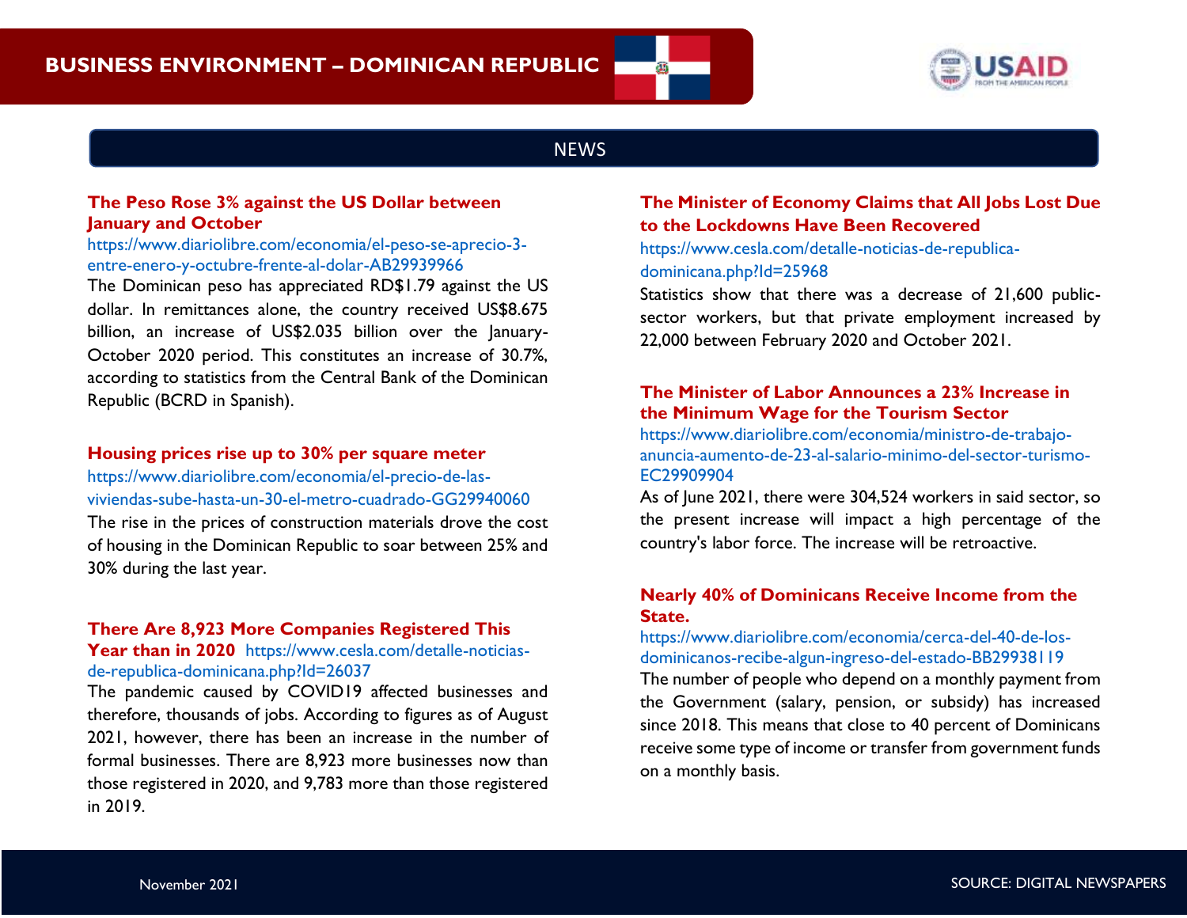# BUSINESS ENVIRONMENT – DOMINICAN REPUBLIC

## NEWS

### The Peso Rose 3% against the US Dollar between January and October

https://www.diariolibre.com/economia/el-peso-se-aprecio-3-entre-enero-y-octubre-frente-al-dolar-AB29939966

The Dominican peso has appreciated RD$1.79 against the US dollar. In remittances alone, the country received US$8.675 billion, an increase of US$2.035 billion over the January-October 2020 period. This constitutes an increase of 30.7%, according to statistics from the Central Bank of the Dominican Republic (BCRD in Spanish).

### Housing prices rise up to 30% per square meter

https://www.diariolibre.com/economia/el-precio-de-las-viviendas-sube-hasta-un-30-el-metro-cuadrado-GG29940060

The rise in the prices of construction materials drove the cost of housing in the Dominican Republic to soar between 25% and 30% during the last year.

### There Are 8,923 More Companies Registered This Year than in 2020

https://www.cesla.com/detalle-noticias-de-republica-dominicana.php?Id=26037

The pandemic caused by COVID19 affected businesses and therefore, thousands of jobs. According to figures as of August 2021, however, there has been an increase in the number of formal businesses. There are 8,923 more businesses now than those registered in 2020, and 9,783 more than those registered in 2019.

### The Minister of Economy Claims that All Jobs Lost Due to the Lockdowns Have Been Recovered

https://www.cesla.com/detalle-noticias-de-republica-dominicana.php?Id=25968

Statistics show that there was a decrease of 21,600 public-sector workers, but that private employment increased by 22,000 between February 2020 and October 2021.

### The Minister of Labor Announces a 23% Increase in the Minimum Wage for the Tourism Sector

https://www.diariolibre.com/economia/ministro-de-trabajo-anuncia-aumento-de-23-al-salario-minimo-del-sector-turismo-EC29909904

As of June 2021, there were 304,524 workers in said sector, so the present increase will impact a high percentage of the country's labor force. The increase will be retroactive.

### Nearly 40% of Dominicans Receive Income from the State.

https://www.diariolibre.com/economia/cerca-del-40-de-los-dominicanos-recibe-algun-ingreso-del-estado-BB29938119

The number of people who depend on a monthly payment from the Government (salary, pension, or subsidy) has increased since 2018. This means that close to 40 percent of Dominicans receive some type of income or transfer from government funds on a monthly basis.

November 2021

SOURCE: DIGITAL NEWSPAPERS